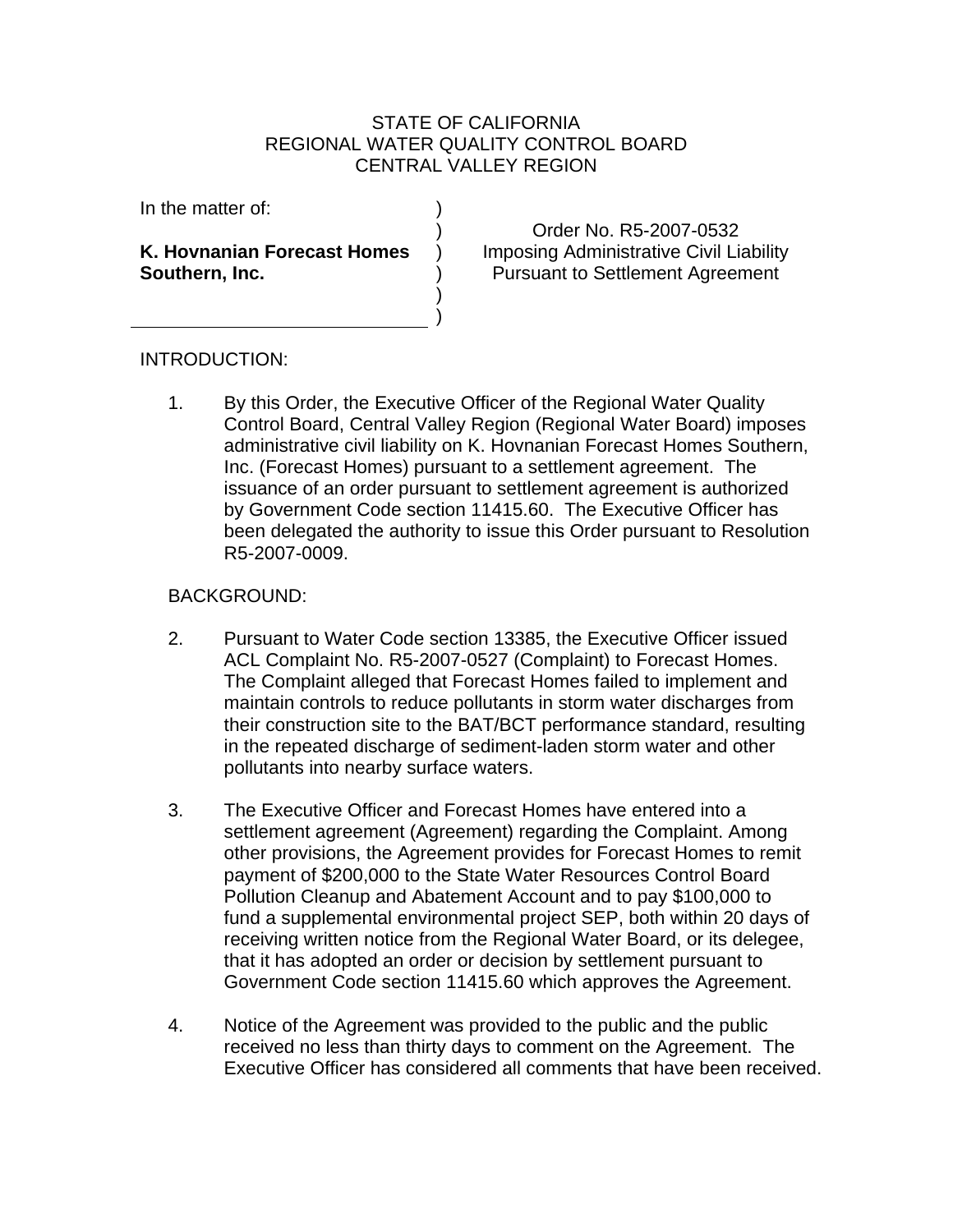STATE OF CALIFORNIA
REGIONAL WATER QUALITY CONTROL BOARD
CENTRAL VALLEY REGION

| In the matter of: | |
| --- | --- |
| **K. Hovnanian Forecast Homes Southern, Inc.** | Order No. R5-2007-0532 Imposing Administrative Civil Liability Pursuant to Settlement Agreement |

INTRODUCTION:

1. By this Order, the Executive Officer of the Regional Water Quality Control Board, Central Valley Region (Regional Water Board) imposes administrative civil liability on K. Hovnanian Forecast Homes Southern, Inc. (Forecast Homes) pursuant to a settlement agreement. The issuance of an order pursuant to settlement agreement is authorized by Government Code section 11415.60. The Executive Officer has been delegated the authority to issue this Order pursuant to Resolution R5-2007-0009.

BACKGROUND:

2. Pursuant to Water Code section 13385, the Executive Officer issued ACL Complaint No. R5-2007-0527 (Complaint) to Forecast Homes. The Complaint alleged that Forecast Homes failed to implement and maintain controls to reduce pollutants in storm water discharges from their construction site to the BAT/BCT performance standard, resulting in the repeated discharge of sediment-laden storm water and other pollutants into nearby surface waters.

3. The Executive Officer and Forecast Homes have entered into a settlement agreement (Agreement) regarding the Complaint. Among other provisions, the Agreement provides for Forecast Homes to remit payment of $200,000 to the State Water Resources Control Board Pollution Cleanup and Abatement Account and to pay $100,000 to fund a supplemental environmental project SEP, both within 20 days of receiving written notice from the Regional Water Board, or its delegee, that it has adopted an order or decision by settlement pursuant to Government Code section 11415.60 which approves the Agreement.

4. Notice of the Agreement was provided to the public and the public received no less than thirty days to comment on the Agreement. The Executive Officer has considered all comments that have been received.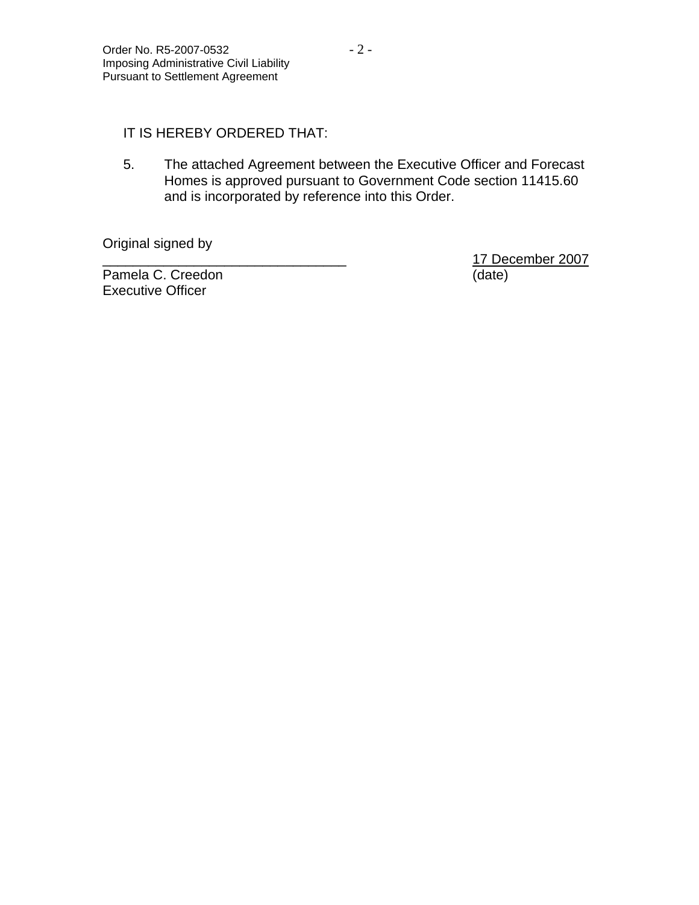IT IS HEREBY ORDERED THAT:

5. The attached Agreement between the Executive Officer and Forecast Homes is approved pursuant to Government Code section 11415.60 and is incorporated by reference into this Order.

Original signed by

________________________________ 17 December 2007

Pamela C. Creedon (date)

Executive Officer